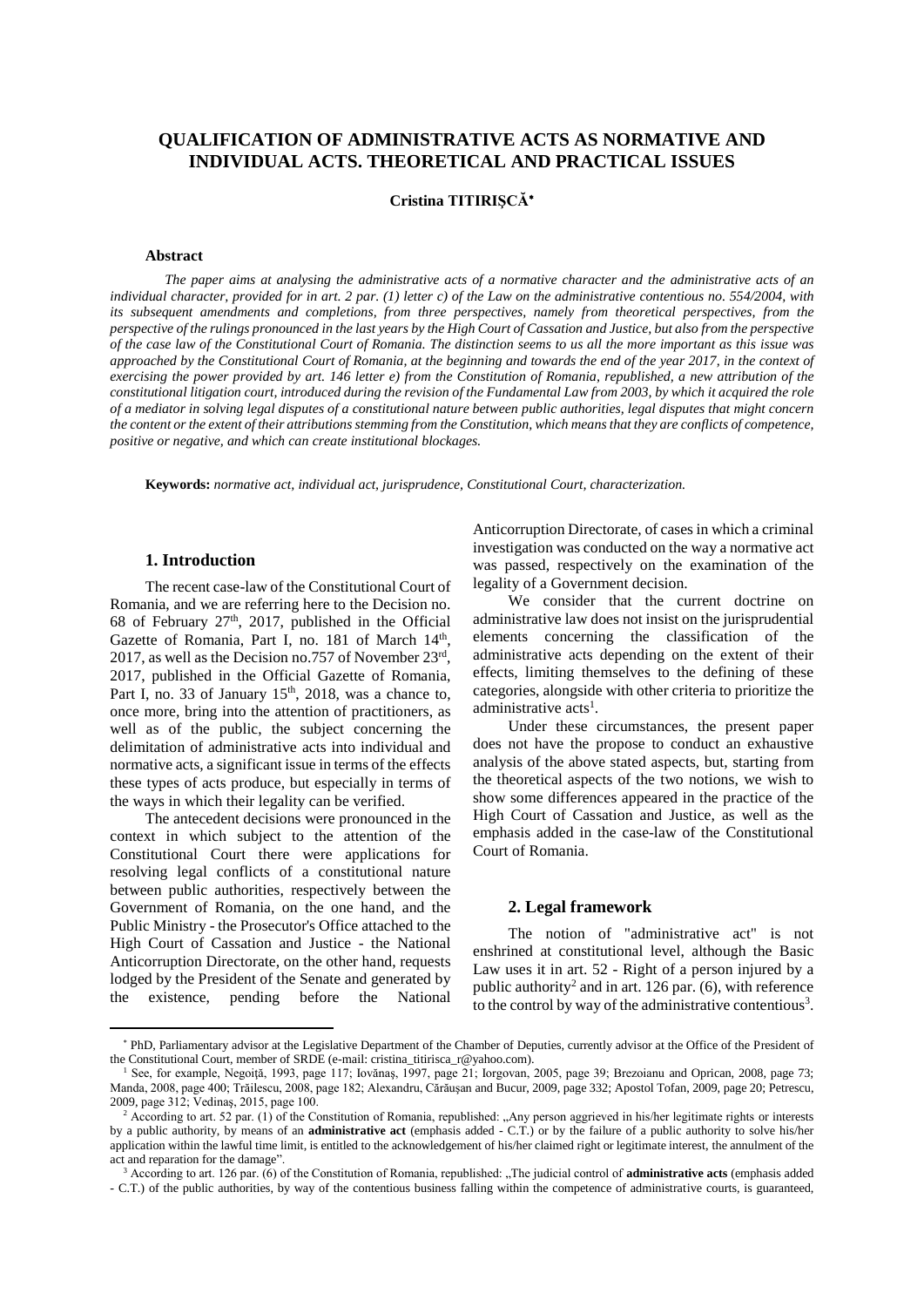# QUALIFICATION OF ADMINISTRATIVE ACTS AS NORMATIVE AND INDIVIDUAL ACTS. THEORETICAL AND PRACTICAL ISSUES

**Cristina TITIRIȘCĂ**[*]

### Abstract

*The paper aims at analysing the administrative acts of a normative character and the administrative acts of an individual character, provided for in art. 2 par. (1) letter c) of the Law on the administrative contentious no. 554/2004, with its subsequent amendments and completions, from three perspectives, namely from theoretical perspectives, from the perspective of the rulings pronounced in the last years by the High Court of Cassation and Justice, but also from the perspective of the case law of the Constitutional Court of Romania. The distinction seems to us all the more important as this issue was approached by the Constitutional Court of Romania, at the beginning and towards the end of the year 2017, in the context of exercising the power provided by art. 146 letter e) from the Constitution of Romania, republished, a new attribution of the constitutional litigation court, introduced during the revision of the Fundamental Law from 2003, by which it acquired the role of a mediator in solving legal disputes of a constitutional nature between public authorities, legal disputes that might concern the content or the extent of their attributions stemming from the Constitution, which means that they are conflicts of competence, positive or negative, and which can create institutional blockages.*

**Keywords:** *normative act, individual act, jurisprudence, Constitutional Court, characterization.*

## 1. Introduction

The recent case-law of the Constitutional Court of Romania, and we are referring here to the Decision no. 68 of February 27th, 2017, published in the Official Gazette of Romania, Part I, no. 181 of March 14th, 2017, as well as the Decision no.757 of November 23rd, 2017, published in the Official Gazette of Romania, Part I, no. 33 of January 15th, 2018, was a chance to, once more, bring into the attention of practitioners, as well as of the public, the subject concerning the delimitation of administrative acts into individual and normative acts, a significant issue in terms of the effects these types of acts produce, but especially in terms of the ways in which their legality can be verified.

The antecedent decisions were pronounced in the context in which subject to the attention of the Constitutional Court there were applications for resolving legal conflicts of a constitutional nature between public authorities, respectively between the Government of Romania, on the one hand, and the Public Ministry - the Prosecutor's Office attached to the High Court of Cassation and Justice - the National Anticorruption Directorate, on the other hand, requests lodged by the President of the Senate and generated by the existence, pending before the National Anticorruption Directorate, of cases in which a criminal investigation was conducted on the way a normative act was passed, respectively on the examination of the legality of a Government decision.

We consider that the current doctrine on administrative law does not insist on the jurisprudential elements concerning the classification of the administrative acts depending on the extent of their effects, limiting themselves to the defining of these categories, alongside with other criteria to prioritize the administrative acts[1].

Under these circumstances, the present paper does not have the propose to conduct an exhaustive analysis of the above stated aspects, but, starting from the theoretical aspects of the two notions, we wish to show some differences appeared in the practice of the High Court of Cassation and Justice, as well as the emphasis added in the case-law of the Constitutional Court of Romania.

## 2. Legal framework

The notion of "administrative act" is not enshrined at constitutional level, although the Basic Law uses it in art. 52 - Right of a person injured by a public authority[2] and in art. 126 par. (6), with reference to the control by way of the administrative contentious[3].

---

[*] PhD, Parliamentary advisor at the Legislative Department of the Chamber of Deputies, currently advisor at the Office of the President of the Constitutional Court, member of SRDE (e-mail: cristina_titirisca_r@yahoo.com).

[1] See, for example, Negoiţă, 1993, page 117; Iovănaş, 1997, page 21; Iorgovan, 2005, page 39; Brezoianu and Oprican, 2008, page 73; Manda, 2008, page 400; Trăilescu, 2008, page 182; Alexandru, Cărăuşan and Bucur, 2009, page 332; Apostol Tofan, 2009, page 20; Petrescu, 2009, page 312; Vedinaş, 2015, page 100.

[2] According to art. 52 par. (1) of the Constitution of Romania, republished: „Any person aggrieved in his/her legitimate rights or interests by a public authority, by means of an **administrative act** (emphasis added - C.T.) or by the failure of a public authority to solve his/her application within the lawful time limit, is entitled to the acknowledgement of his/her claimed right or legitimate interest, the annulment of the act and reparation for the damage".

[3] According to art. 126 par. (6) of the Constitution of Romania, republished: „The judicial control of **administrative acts** (emphasis added - C.T.) of the public authorities, by way of the contentious business falling within the competence of administrative courts, is guaranteed,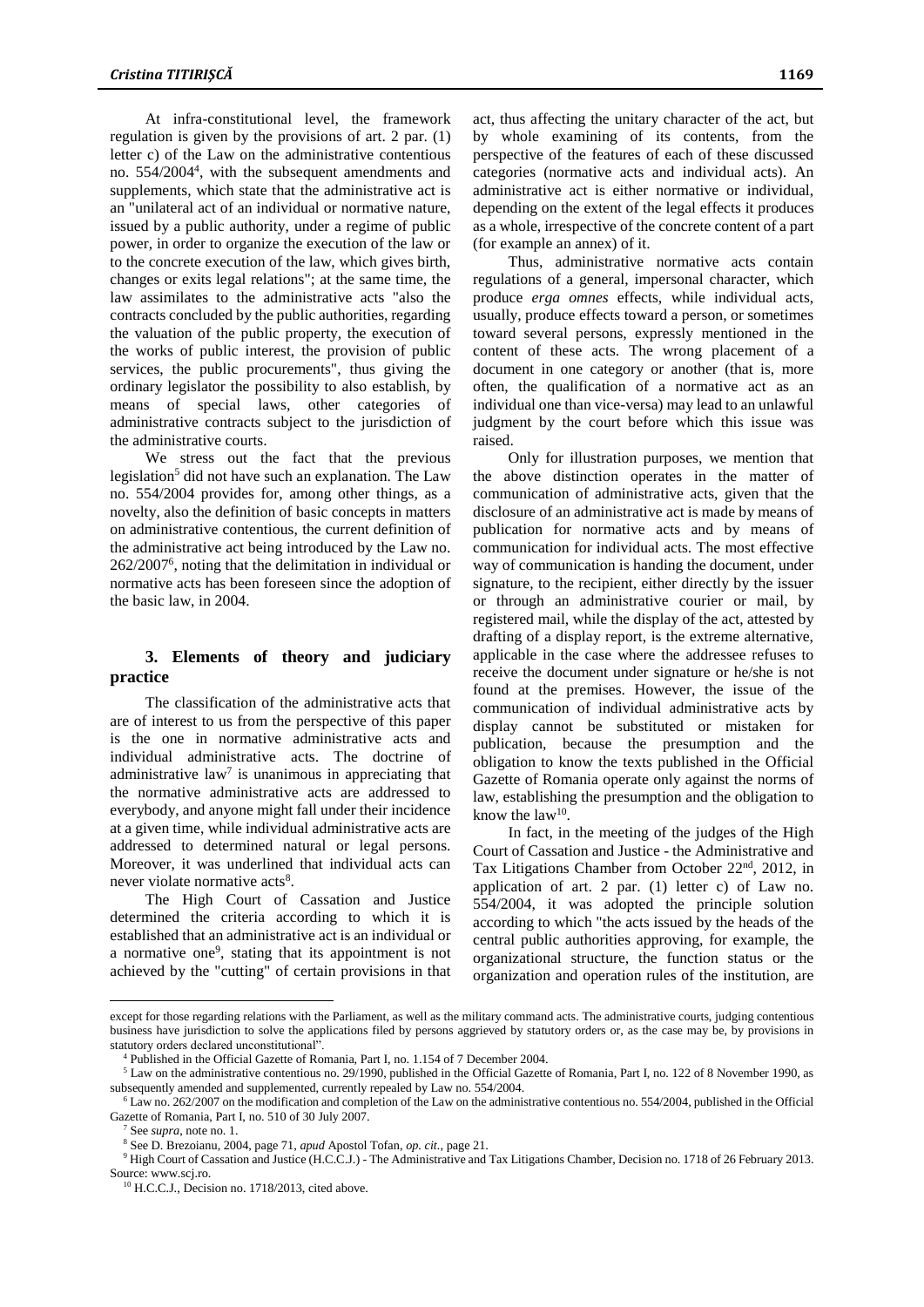At infra-constitutional level, the framework regulation is given by the provisions of art. 2 par. (1) letter c) of the Law on the administrative contentious no. 554/2004[4], with the subsequent amendments and supplements, which state that the administrative act is an "unilateral act of an individual or normative nature, issued by a public authority, under a regime of public power, in order to organize the execution of the law or to the concrete execution of the law, which gives birth, changes or exits legal relations"; at the same time, the law assimilates to the administrative acts "also the contracts concluded by the public authorities, regarding the valuation of the public property, the execution of the works of public interest, the provision of public services, the public procurements", thus giving the ordinary legislator the possibility to also establish, by means of special laws, other categories of administrative contracts subject to the jurisdiction of the administrative courts.

We stress out the fact that the previous legislation[5] did not have such an explanation. The Law no. 554/2004 provides for, among other things, as a novelty, also the definition of basic concepts in matters on administrative contentious, the current definition of the administrative act being introduced by the Law no. 262/2007[6], noting that the delimitation in individual or normative acts has been foreseen since the adoption of the basic law, in 2004.

## 3. Elements of theory and judiciary practice

The classification of the administrative acts that are of interest to us from the perspective of this paper is the one in normative administrative acts and individual administrative acts. The doctrine of administrative law[7] is unanimous in appreciating that the normative administrative acts are addressed to everybody, and anyone might fall under their incidence at a given time, while individual administrative acts are addressed to determined natural or legal persons. Moreover, it was underlined that individual acts can never violate normative acts[8].

The High Court of Cassation and Justice determined the criteria according to which it is established that an administrative act is an individual or a normative one[9], stating that its appointment is not achieved by the "cutting" of certain provisions in that act, thus affecting the unitary character of the act, but by whole examining of its contents, from the perspective of the features of each of these discussed categories (normative acts and individual acts). An administrative act is either normative or individual, depending on the extent of the legal effects it produces as a whole, irrespective of the concrete content of a part (for example an annex) of it.

Thus, administrative normative acts contain regulations of a general, impersonal character, which produce *erga omnes* effects, while individual acts, usually, produce effects toward a person, or sometimes toward several persons, expressly mentioned in the content of these acts. The wrong placement of a document in one category or another (that is, more often, the qualification of a normative act as an individual one than vice-versa) may lead to an unlawful judgment by the court before which this issue was raised.

Only for illustration purposes, we mention that the above distinction operates in the matter of communication of administrative acts, given that the disclosure of an administrative act is made by means of publication for normative acts and by means of communication for individual acts. The most effective way of communication is handing the document, under signature, to the recipient, either directly by the issuer or through an administrative courier or mail, by registered mail, while the display of the act, attested by drafting of a display report, is the extreme alternative, applicable in the case where the addressee refuses to receive the document under signature or he/she is not found at the premises. However, the issue of the communication of individual administrative acts by display cannot be substituted or mistaken for publication, because the presumption and the obligation to know the texts published in the Official Gazette of Romania operate only against the norms of law, establishing the presumption and the obligation to know the law[10].

In fact, in the meeting of the judges of the High Court of Cassation and Justice - the Administrative and Tax Litigations Chamber from October 22nd, 2012, in application of art. 2 par. (1) letter c) of Law no. 554/2004, it was adopted the principle solution according to which "the acts issued by the heads of the central public authorities approving, for example, the organizational structure, the function status or the organization and operation rules of the institution, are

---

except for those regarding relations with the Parliament, as well as the military command acts. The administrative courts, judging contentious business have jurisdiction to solve the applications filed by persons aggrieved by statutory orders or, as the case may be, by provisions in statutory orders declared unconstitutional".

[4] Published in the Official Gazette of Romania, Part I, no. 1.154 of 7 December 2004.

[5] Law on the administrative contentious no. 29/1990, published in the Official Gazette of Romania, Part I, no. 122 of 8 November 1990, as subsequently amended and supplemented, currently repealed by Law no. 554/2004.

[6] Law no. 262/2007 on the modification and completion of the Law on the administrative contentious no. 554/2004, published in the Official Gazette of Romania, Part I, no. 510 of 30 July 2007.

[7] See *supra*, note no. 1.

[8] See D. Brezoianu, 2004, page 71, *apud* Apostol Tofan, *op. cit.*, page 21.

[9] High Court of Cassation and Justice (H.C.C.J.) - The Administrative and Tax Litigations Chamber, Decision no. 1718 of 26 February 2013. Source: www.scj.ro.

[10] H.C.C.J., Decision no. 1718/2013, cited above.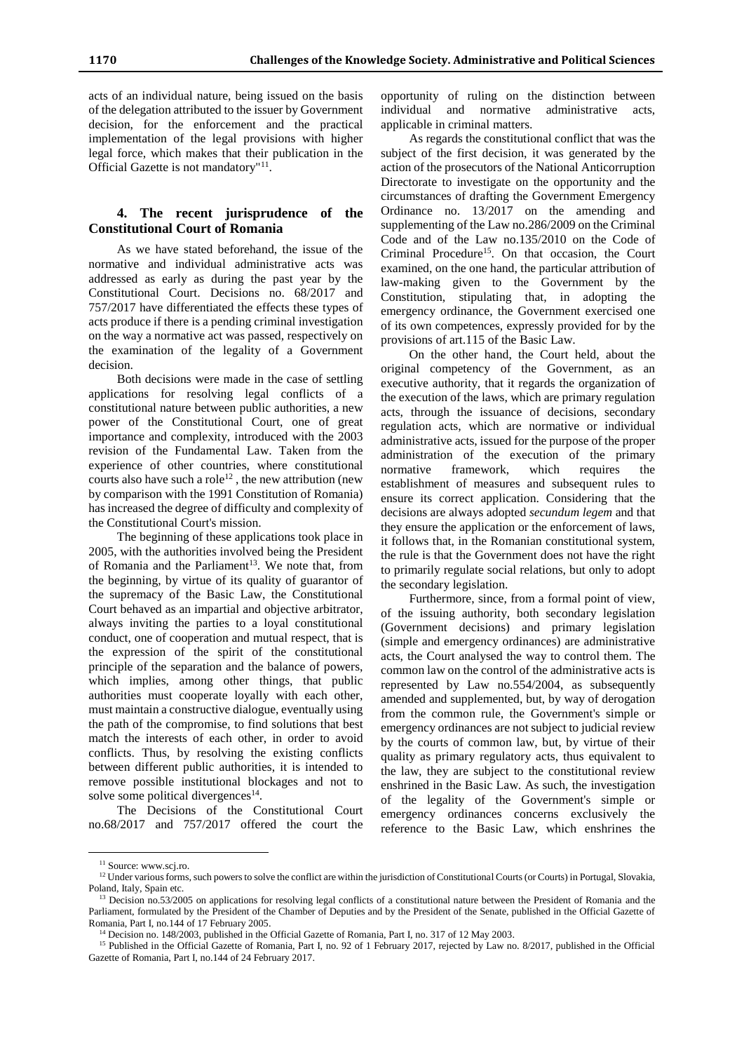acts of an individual nature, being issued on the basis of the delegation attributed to the issuer by Government decision, for the enforcement and the practical implementation of the legal provisions with higher legal force, which makes that their publication in the Official Gazette is not mandatory"[11].

## 4. The recent jurisprudence of the Constitutional Court of Romania

As we have stated beforehand, the issue of the normative and individual administrative acts was addressed as early as during the past year by the Constitutional Court. Decisions no. 68/2017 and 757/2017 have differentiated the effects these types of acts produce if there is a pending criminal investigation on the way a normative act was passed, respectively on the examination of the legality of a Government decision.

Both decisions were made in the case of settling applications for resolving legal conflicts of a constitutional nature between public authorities, a new power of the Constitutional Court, one of great importance and complexity, introduced with the 2003 revision of the Fundamental Law. Taken from the experience of other countries, where constitutional courts also have such a role[12], the new attribution (new by comparison with the 1991 Constitution of Romania) has increased the degree of difficulty and complexity of the Constitutional Court's mission.

The beginning of these applications took place in 2005, with the authorities involved being the President of Romania and the Parliament[13]. We note that, from the beginning, by virtue of its quality of guarantor of the supremacy of the Basic Law, the Constitutional Court behaved as an impartial and objective arbitrator, always inviting the parties to a loyal constitutional conduct, one of cooperation and mutual respect, that is the expression of the spirit of the constitutional principle of the separation and the balance of powers, which implies, among other things, that public authorities must cooperate loyally with each other, must maintain a constructive dialogue, eventually using the path of the compromise, to find solutions that best match the interests of each other, in order to avoid conflicts. Thus, by resolving the existing conflicts between different public authorities, it is intended to remove possible institutional blockages and not to solve some political divergences[14].

The Decisions of the Constitutional Court no.68/2017 and 757/2017 offered the court the opportunity of ruling on the distinction between individual and normative administrative acts, applicable in criminal matters.

As regards the constitutional conflict that was the subject of the first decision, it was generated by the action of the prosecutors of the National Anticorruption Directorate to investigate on the opportunity and the circumstances of drafting the Government Emergency Ordinance no. 13/2017 on the amending and supplementing of the Law no.286/2009 on the Criminal Code and of the Law no.135/2010 on the Code of Criminal Procedure[15]. On that occasion, the Court examined, on the one hand, the particular attribution of law-making given to the Government by the Constitution, stipulating that, in adopting the emergency ordinance, the Government exercised one of its own competences, expressly provided for by the provisions of art.115 of the Basic Law.

On the other hand, the Court held, about the original competency of the Government, as an executive authority, that it regards the organization of the execution of the laws, which are primary regulation acts, through the issuance of decisions, secondary regulation acts, which are normative or individual administrative acts, issued for the purpose of the proper administration of the execution of the primary normative framework, which requires the establishment of measures and subsequent rules to ensure its correct application. Considering that the decisions are always adopted *secundum legem* and that they ensure the application or the enforcement of laws, it follows that, in the Romanian constitutional system, the rule is that the Government does not have the right to primarily regulate social relations, but only to adopt the secondary legislation.

Furthermore, since, from a formal point of view, of the issuing authority, both secondary legislation (Government decisions) and primary legislation (simple and emergency ordinances) are administrative acts, the Court analysed the way to control them. The common law on the control of the administrative acts is represented by Law no.554/2004, as subsequently amended and supplemented, but, by way of derogation from the common rule, the Government's simple or emergency ordinances are not subject to judicial review by the courts of common law, but, by virtue of their quality as primary regulatory acts, thus equivalent to the law, they are subject to the constitutional review enshrined in the Basic Law. As such, the investigation of the legality of the Government's simple or emergency ordinances concerns exclusively the reference to the Basic Law, which enshrines the

---

[11] Source: www.scj.ro.

[12] Under various forms, such powers to solve the conflict are within the jurisdiction of Constitutional Courts (or Courts) in Portugal, Slovakia, Poland, Italy, Spain etc.

[13] Decision no.53/2005 on applications for resolving legal conflicts of a constitutional nature between the President of Romania and the Parliament, formulated by the President of the Chamber of Deputies and by the President of the Senate, published in the Official Gazette of Romania, Part I, no.144 of 17 February 2005.

[14] Decision no. 148/2003, published in the Official Gazette of Romania, Part I, no. 317 of 12 May 2003.

[15] Published in the Official Gazette of Romania, Part I, no. 92 of 1 February 2017, rejected by Law no. 8/2017, published in the Official Gazette of Romania, Part I, no.144 of 24 February 2017.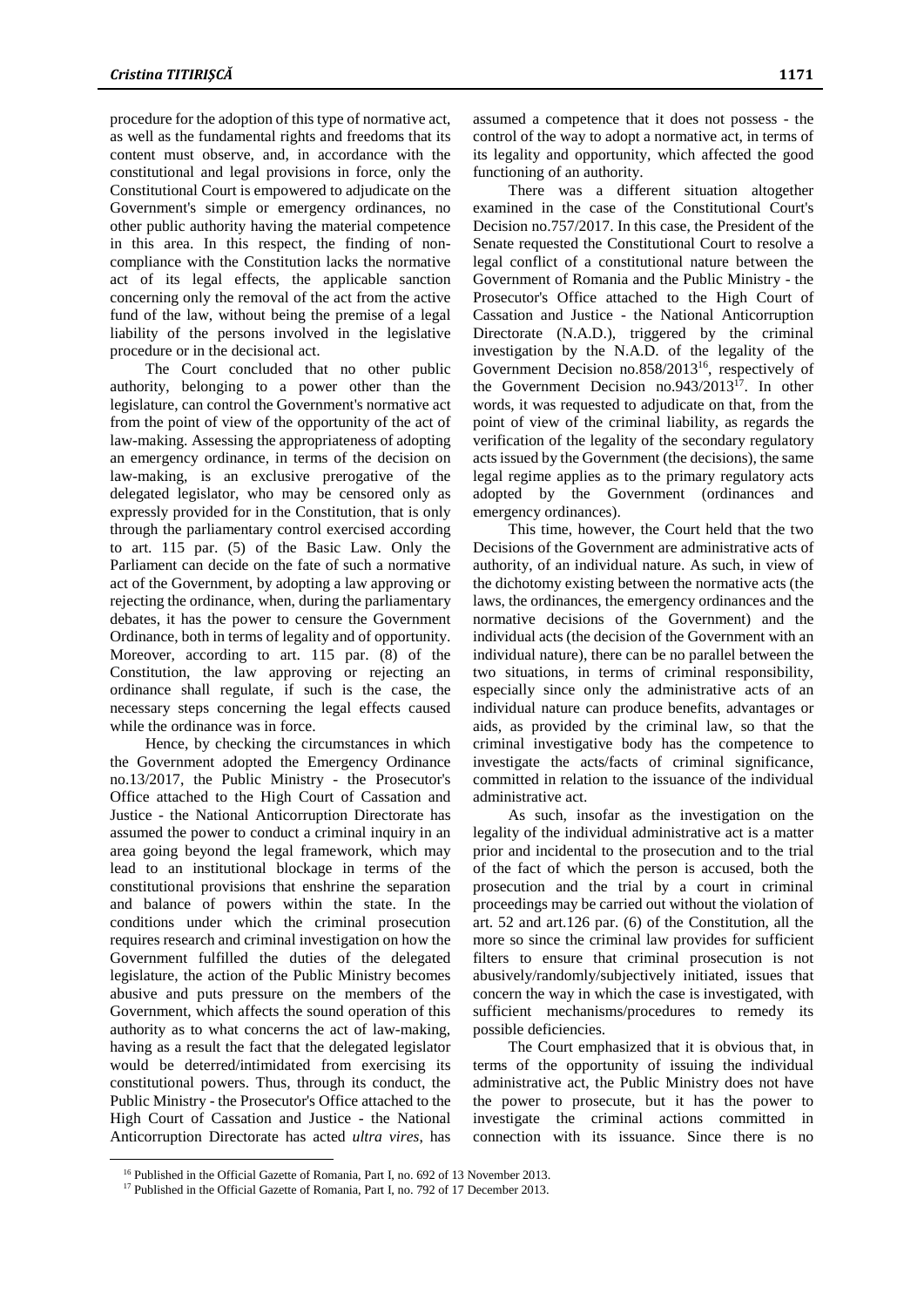procedure for the adoption of this type of normative act, as well as the fundamental rights and freedoms that its content must observe, and, in accordance with the constitutional and legal provisions in force, only the Constitutional Court is empowered to adjudicate on the Government's simple or emergency ordinances, no other public authority having the material competence in this area. In this respect, the finding of non-compliance with the Constitution lacks the normative act of its legal effects, the applicable sanction concerning only the removal of the act from the active fund of the law, without being the premise of a legal liability of the persons involved in the legislative procedure or in the decisional act.

The Court concluded that no other public authority, belonging to a power other than the legislature, can control the Government's normative act from the point of view of the opportunity of the act of law-making. Assessing the appropriateness of adopting an emergency ordinance, in terms of the decision on law-making, is an exclusive prerogative of the delegated legislator, who may be censored only as expressly provided for in the Constitution, that is only through the parliamentary control exercised according to art. 115 par. (5) of the Basic Law. Only the Parliament can decide on the fate of such a normative act of the Government, by adopting a law approving or rejecting the ordinance, when, during the parliamentary debates, it has the power to censure the Government Ordinance, both in terms of legality and of opportunity. Moreover, according to art. 115 par. (8) of the Constitution, the law approving or rejecting an ordinance shall regulate, if such is the case, the necessary steps concerning the legal effects caused while the ordinance was in force.

Hence, by checking the circumstances in which the Government adopted the Emergency Ordinance no.13/2017, the Public Ministry - the Prosecutor's Office attached to the High Court of Cassation and Justice - the National Anticorruption Directorate has assumed the power to conduct a criminal inquiry in an area going beyond the legal framework, which may lead to an institutional blockage in terms of the constitutional provisions that enshrine the separation and balance of powers within the state. In the conditions under which the criminal prosecution requires research and criminal investigation on how the Government fulfilled the duties of the delegated legislature, the action of the Public Ministry becomes abusive and puts pressure on the members of the Government, which affects the sound operation of this authority as to what concerns the act of law-making, having as a result the fact that the delegated legislator would be deterred/intimidated from exercising its constitutional powers. Thus, through its conduct, the Public Ministry - the Prosecutor's Office attached to the High Court of Cassation and Justice - the National Anticorruption Directorate has acted *ultra vires*, has assumed a competence that it does not possess - the control of the way to adopt a normative act, in terms of its legality and opportunity, which affected the good functioning of an authority.

There was a different situation altogether examined in the case of the Constitutional Court's Decision no.757/2017. In this case, the President of the Senate requested the Constitutional Court to resolve a legal conflict of a constitutional nature between the Government of Romania and the Public Ministry - the Prosecutor's Office attached to the High Court of Cassation and Justice - the National Anticorruption Directorate (N.A.D.), triggered by the criminal investigation by the N.A.D. of the legality of the Government Decision no.858/2013[16], respectively of the Government Decision no.943/2013[17]. In other words, it was requested to adjudicate on that, from the point of view of the criminal liability, as regards the verification of the legality of the secondary regulatory acts issued by the Government (the decisions), the same legal regime applies as to the primary regulatory acts adopted by the Government (ordinances and emergency ordinances).

This time, however, the Court held that the two Decisions of the Government are administrative acts of authority, of an individual nature. As such, in view of the dichotomy existing between the normative acts (the laws, the ordinances, the emergency ordinances and the normative decisions of the Government) and the individual acts (the decision of the Government with an individual nature), there can be no parallel between the two situations, in terms of criminal responsibility, especially since only the administrative acts of an individual nature can produce benefits, advantages or aids, as provided by the criminal law, so that the criminal investigative body has the competence to investigate the acts/facts of criminal significance, committed in relation to the issuance of the individual administrative act.

As such, insofar as the investigation on the legality of the individual administrative act is a matter prior and incidental to the prosecution and to the trial of the fact of which the person is accused, both the prosecution and the trial by a court in criminal proceedings may be carried out without the violation of art. 52 and art.126 par. (6) of the Constitution, all the more so since the criminal law provides for sufficient filters to ensure that criminal prosecution is not abusively/randomly/subjectively initiated, issues that concern the way in which the case is investigated, with sufficient mechanisms/procedures to remedy its possible deficiencies.

The Court emphasized that it is obvious that, in terms of the opportunity of issuing the individual administrative act, the Public Ministry does not have the power to prosecute, but it has the power to investigate the criminal actions committed in connection with its issuance. Since there is no

[16] Published in the Official Gazette of Romania, Part I, no. 692 of 13 November 2013.

[17] Published in the Official Gazette of Romania, Part I, no. 792 of 17 December 2013.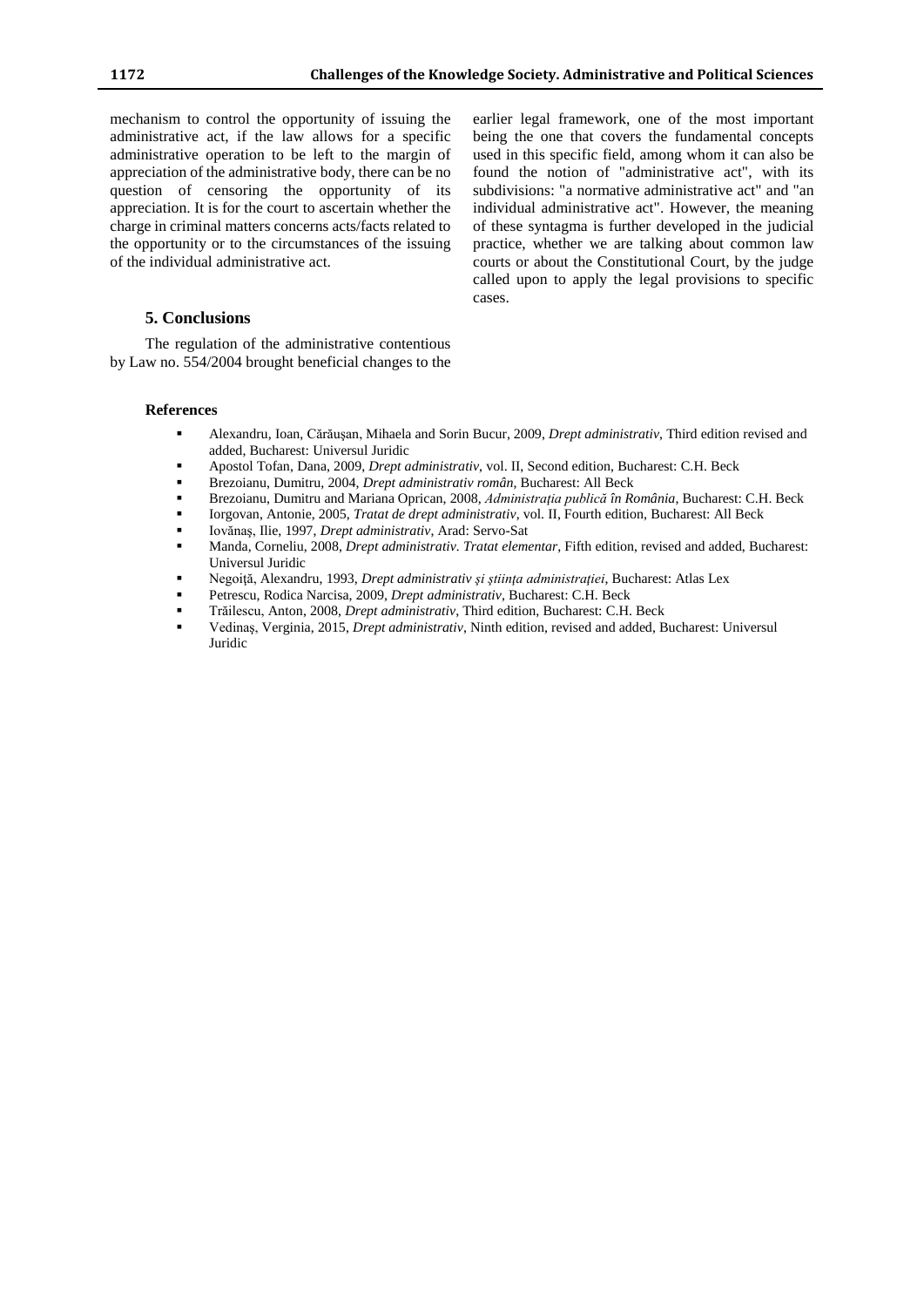mechanism to control the opportunity of issuing the administrative act, if the law allows for a specific administrative operation to be left to the margin of appreciation of the administrative body, there can be no question of censoring the opportunity of its appreciation. It is for the court to ascertain whether the charge in criminal matters concerns acts/facts related to the opportunity or to the circumstances of the issuing of the individual administrative act.

## 5. Conclusions

The regulation of the administrative contentious by Law no. 554/2004 brought beneficial changes to the earlier legal framework, one of the most important being the one that covers the fundamental concepts used in this specific field, among whom it can also be found the notion of "administrative act", with its subdivisions: "a normative administrative act" and "an individual administrative act". However, the meaning of these syntagma is further developed in the judicial practice, whether we are talking about common law courts or about the Constitutional Court, by the judge called upon to apply the legal provisions to specific cases.

### References

- Alexandru, Ioan, Cărăuşan, Mihaela and Sorin Bucur, 2009, *Drept administrativ*, Third edition revised and added, Bucharest: Universul Juridic
- Apostol Tofan, Dana, 2009, *Drept administrativ*, vol. II, Second edition, Bucharest: C.H. Beck
- Brezoianu, Dumitru, 2004, *Drept administrativ român*, Bucharest: All Beck
- Brezoianu, Dumitru and Mariana Oprican, 2008, *Administrația publică în România*, Bucharest: C.H. Beck
- Iorgovan, Antonie, 2005, *Tratat de drept administrativ*, vol. II, Fourth edition, Bucharest: All Beck
- Iovănaş, Ilie, 1997, *Drept administrativ*, Arad: Servo-Sat
- Manda, Corneliu, 2008, *Drept administrativ. Tratat elementar*, Fifth edition, revised and added, Bucharest: Universul Juridic
- Negoiţă, Alexandru, 1993, *Drept administrativ şi ştiinţa administraţiei*, Bucharest: Atlas Lex
- Petrescu, Rodica Narcisa, 2009, *Drept administrativ*, Bucharest: C.H. Beck
- Trăilescu, Anton, 2008, *Drept administrativ*, Third edition, Bucharest: C.H. Beck
- Vedinaş, Verginia, 2015, *Drept administrativ*, Ninth edition, revised and added, Bucharest: Universul Juridic